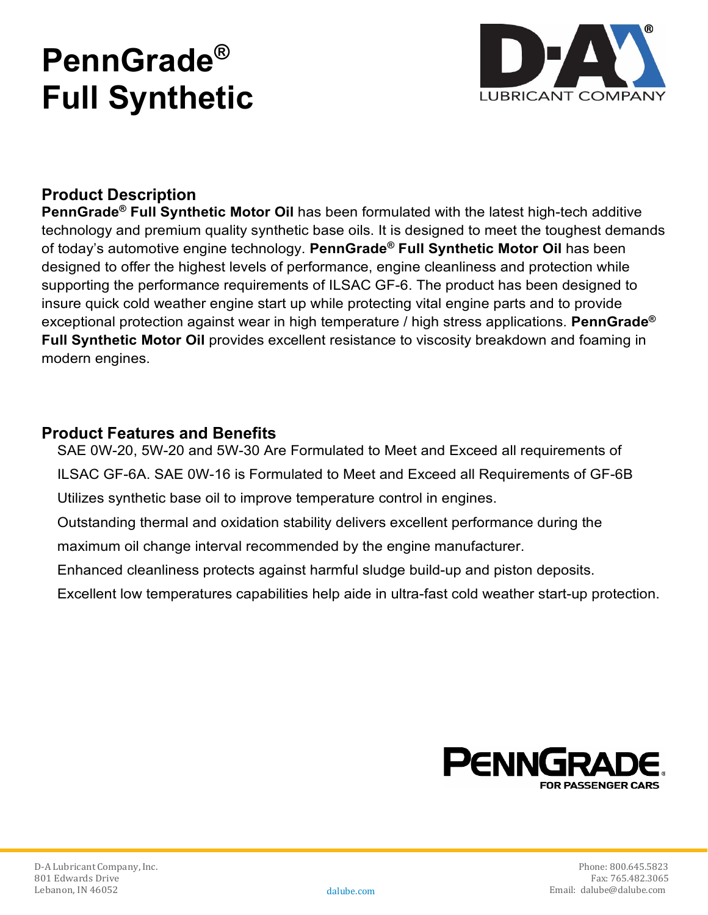# PennGrade® Full Synthetic

D-A LUBRICANT COMPANY

## Product Description

**PennGrade® Full Synthetic Motor Oil** has been formulated with the latest high-tech additive technology and premium quality synthetic base oils. It is designed to meet the toughest demands of today's automotive engine technology. **PennGrade® Full Synthetic Motor Oil** has been designed to offer the highest levels of performance, engine cleanliness and protection while supporting the performance requirements of ILSAC GF-6. The product has been designed to insure quick cold weather engine start up while protecting vital engine parts and to provide exceptional protection against wear in high temperature / high stress applications. **PennGrade® Full Synthetic Motor Oil** provides excellent resistance to viscosity breakdown and foaming in modern engines.

## Product Features and Benefits

SAE 0W-20, 5W-20 and 5W-30 Are Formulated to Meet and Exceed all requirements of ILSAC GF-6A. SAE 0W-16 is Formulated to Meet and Exceed all Requirements of GF-6B

Utilizes synthetic base oil to improve temperature control in engines.

Outstanding thermal and oxidation stability delivers excellent performance during the maximum oil change interval recommended by the engine manufacturer.

Enhanced cleanliness protects against harmful sludge build-up and piston deposits.

Excellent low temperatures capabilities help aide in ultra-fast cold weather start-up protection.

PENNGRADE® FOR PASSENGER CARS

D-A Lubricant Company, Inc.
801 Edwards Drive
Lebanon, IN 46052

dalube.com

Phone: 800.645.5823
Fax: 765.482.3065
Email: dalube@dalube.com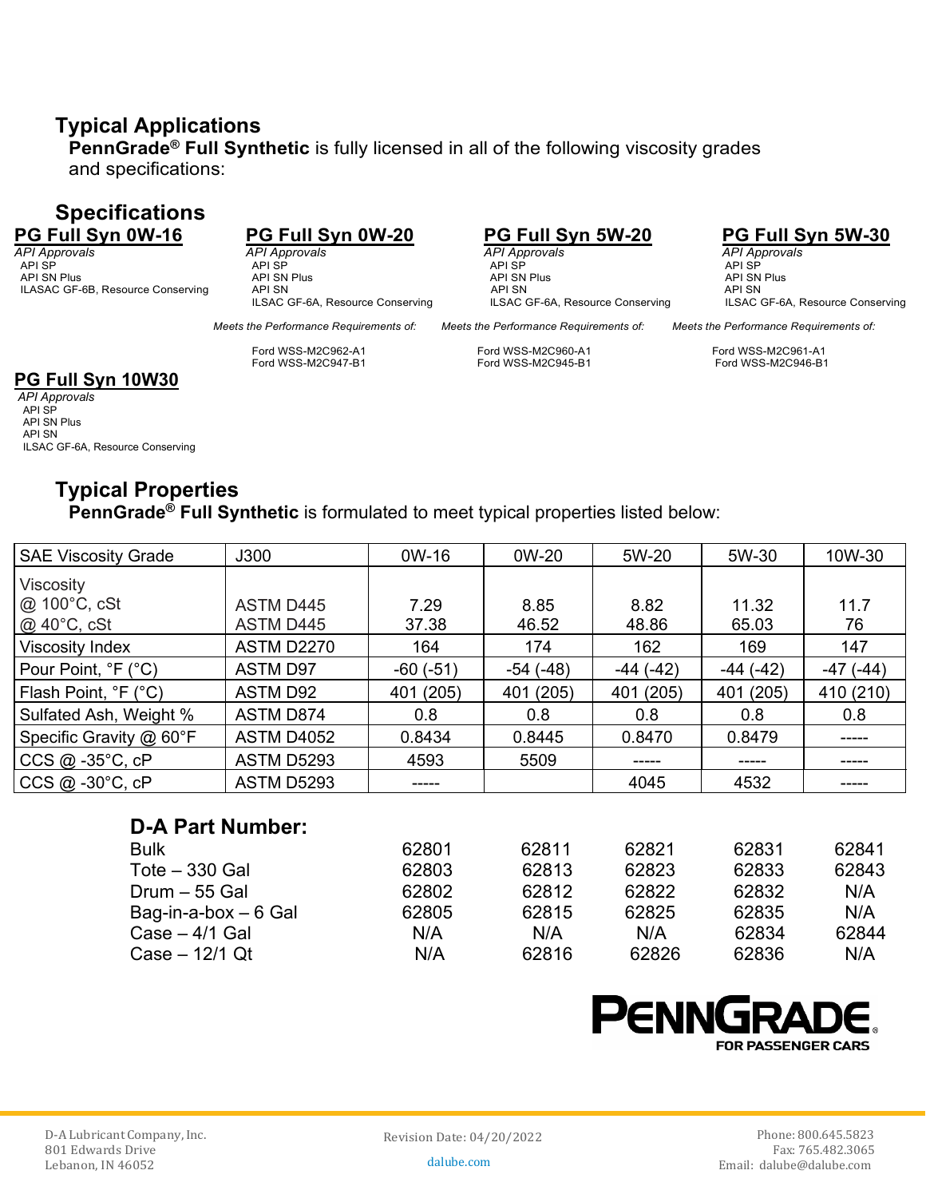## Typical Applications

**PennGrade® Full Synthetic** is fully licensed in all of the following viscosity grades and specifications:

## Specifications

### PG Full Syn 0W-16

*API Approvals*

- API SP
- API SN Plus
- ILASAC GF-6B, Resource Conserving

### PG Full Syn 0W-20

*API Approvals*

- API SP
- API SN Plus
- API SN
- ILSAC GF-6A, Resource Conserving

*Meets the Performance Requirements of:*

- Ford WSS-M2C962-A1
- Ford WSS-M2C947-B1

### PG Full Syn 5W-20

*API Approvals*

- API SP
- API SN Plus
- API SN
- ILSAC GF-6A, Resource Conserving

*Meets the Performance Requirements of:*

- Ford WSS-M2C960-A1
- Ford WSS-M2C945-B1

### PG Full Syn 5W-30

*API Approvals*

- API SP
- API SN Plus
- API SN
- ILSAC GF-6A, Resource Conserving

*Meets the Performance Requirements of:*

- Ford WSS-M2C961-A1
- Ford WSS-M2C946-B1

### PG Full Syn 10W30

*API Approvals*

- API SP
- API SN Plus
- API SN
- ILSAC GF-6A, Resource Conserving

## Typical Properties

**PennGrade® Full Synthetic** is formulated to meet typical properties listed below:

| SAE Viscosity Grade | J300 | 0W-16 | 0W-20 | 5W-20 | 5W-30 | 10W-30 |
|---|---|---|---|---|---|---|
| Viscosity @ 100°C, cSt | ASTM D445 | 7.29 | 8.85 | 8.82 | 11.32 | 11.7 |
| Viscosity @ 40°C, cSt | ASTM D445 | 37.38 | 46.52 | 48.86 | 65.03 | 76 |
| Viscosity Index | ASTM D2270 | 164 | 174 | 162 | 169 | 147 |
| Pour Point, °F (°C) | ASTM D97 | -60 (-51) | -54 (-48) | -44 (-42) | -44 (-42) | -47 (-44) |
| Flash Point, °F (°C) | ASTM D92 | 401 (205) | 401 (205) | 401 (205) | 401 (205) | 410 (210) |
| Sulfated Ash, Weight % | ASTM D874 | 0.8 | 0.8 | 0.8 | 0.8 | 0.8 |
| Specific Gravity @ 60°F | ASTM D4052 | 0.8434 | 0.8445 | 0.8470 | 0.8479 | ----- |
| CCS @ -35°C, cP | ASTM D5293 | 4593 | 5509 | ----- | ----- | ----- |
| CCS @ -30°C, cP | ASTM D5293 | ----- | | 4045 | 4532 | ----- |

### D-A Part Number:

| | 0W-16 | 0W-20 | 5W-20 | 5W-30 | 10W-30 |
|---|---|---|---|---|---|
| Bulk | 62801 | 62811 | 62821 | 62831 | 62841 |
| Tote – 330 Gal | 62803 | 62813 | 62823 | 62833 | 62843 |
| Drum – 55 Gal | 62802 | 62812 | 62822 | 62832 | N/A |
| Bag-in-a-box – 6 Gal | 62805 | 62815 | 62825 | 62835 | N/A |
| Case – 4/1 Gal | N/A | N/A | N/A | 62834 | 62844 |
| Case – 12/1 Qt | N/A | 62816 | 62826 | 62836 | N/A |

PENNGRADE® FOR PASSENGER CARS

D-A Lubricant Company, Inc.
801 Edwards Drive
Lebanon, IN 46052

Revision Date: 04/20/2022
dalube.com

Phone: 800.645.5823
Fax: 765.482.3065
Email: dalube@dalube.com